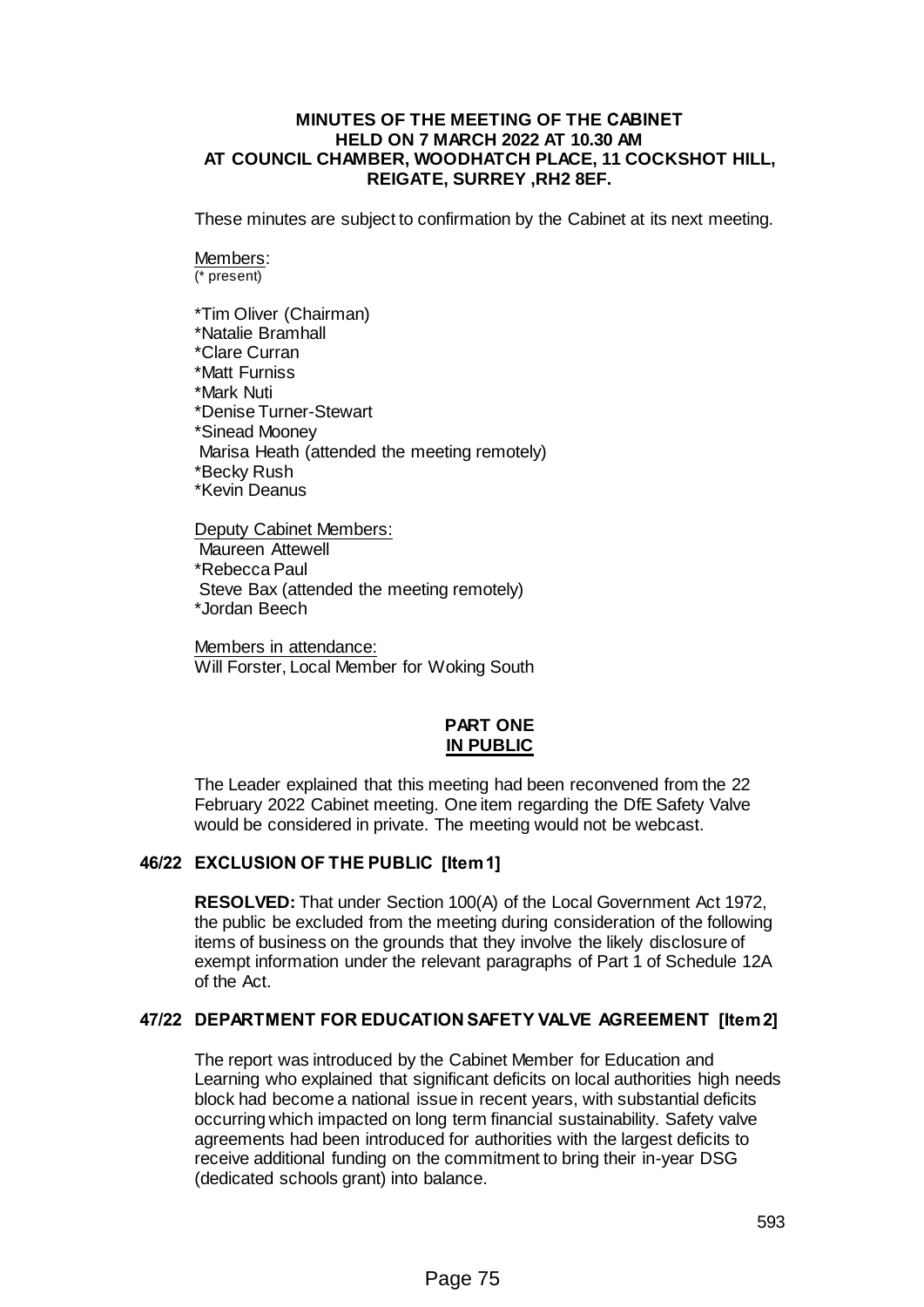# MINUTES OF THE MEETING OF THE CABINET HELD ON 7 MARCH 2022 AT 10.30 AM AT COUNCIL CHAMBER, WOODHATCH PLACE, 11 COCKSHOT HILL, REIGATE, SURREY ,RH2 8EF.

These minutes are subject to confirmation by the Cabinet at its next meeting.

Members:
(* present)

*Tim Oliver (Chairman)
*Natalie Bramhall
*Clare Curran
*Matt Furniss
*Mark Nuti
*Denise Turner-Stewart
*Sinead Mooney
Marisa Heath (attended the meeting remotely)
*Becky Rush
*Kevin Deanus

Deputy Cabinet Members:
Maureen Attewell
*Rebecca Paul
Steve Bax (attended the meeting remotely)
*Jordan Beech

Members in attendance:
Will Forster, Local Member for Woking South

## PART ONE
## IN PUBLIC

The Leader explained that this meeting had been reconvened from the 22 February 2022 Cabinet meeting. One item regarding the DfE Safety Valve would be considered in private. The meeting would not be webcast.

### 46/22 EXCLUSION OF THE PUBLIC [Item 1]

**RESOLVED:** That under Section 100(A) of the Local Government Act 1972, the public be excluded from the meeting during consideration of the following items of business on the grounds that they involve the likely disclosure of exempt information under the relevant paragraphs of Part 1 of Schedule 12A of the Act.

### 47/22 DEPARTMENT FOR EDUCATION SAFETY VALVE AGREEMENT [Item 2]

The report was introduced by the Cabinet Member for Education and Learning who explained that significant deficits on local authorities high needs block had become a national issue in recent years, with substantial deficits occurring which impacted on long term financial sustainability. Safety valve agreements had been introduced for authorities with the largest deficits to receive additional funding on the commitment to bring their in-year DSG (dedicated schools grant) into balance.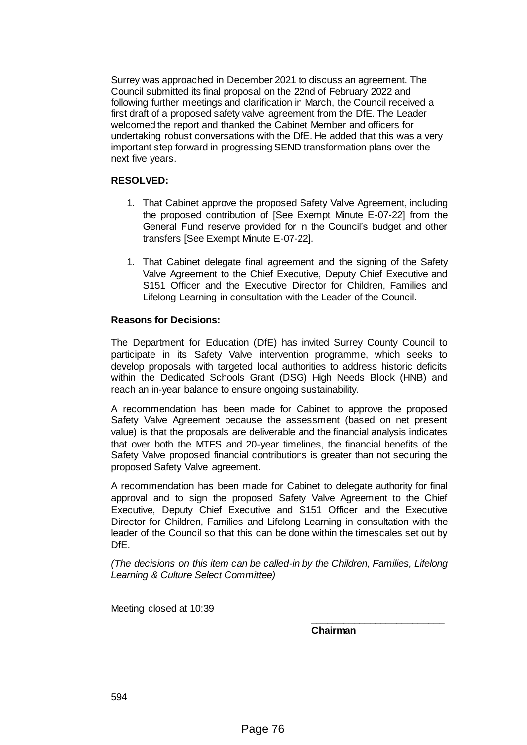Surrey was approached in December 2021 to discuss an agreement. The Council submitted its final proposal on the 22nd of February 2022 and following further meetings and clarification in March, the Council received a first draft of a proposed safety valve agreement from the DfE. The Leader welcomed the report and thanked the Cabinet Member and officers for undertaking robust conversations with the DfE. He added that this was a very important step forward in progressing SEND transformation plans over the next five years.

**RESOLVED:**

1. That Cabinet approve the proposed Safety Valve Agreement, including the proposed contribution of [See Exempt Minute E-07-22] from the General Fund reserve provided for in the Council's budget and other transfers [See Exempt Minute E-07-22].

1. That Cabinet delegate final agreement and the signing of the Safety Valve Agreement to the Chief Executive, Deputy Chief Executive and S151 Officer and the Executive Director for Children, Families and Lifelong Learning in consultation with the Leader of the Council.

**Reasons for Decisions:**

The Department for Education (DfE) has invited Surrey County Council to participate in its Safety Valve intervention programme, which seeks to develop proposals with targeted local authorities to address historic deficits within the Dedicated Schools Grant (DSG) High Needs Block (HNB) and reach an in-year balance to ensure ongoing sustainability.

A recommendation has been made for Cabinet to approve the proposed Safety Valve Agreement because the assessment (based on net present value) is that the proposals are deliverable and the financial analysis indicates that over both the MTFS and 20-year timelines, the financial benefits of the Safety Valve proposed financial contributions is greater than not securing the proposed Safety Valve agreement.

A recommendation has been made for Cabinet to delegate authority for final approval and to sign the proposed Safety Valve Agreement to the Chief Executive, Deputy Chief Executive and S151 Officer and the Executive Director for Children, Families and Lifelong Learning in consultation with the leader of the Council so that this can be done within the timescales set out by DfE.

*(The decisions on this item can be called-in by the Children, Families, Lifelong Learning & Culture Select Committee)*

Meeting closed at 10:39

\_\_\_\_\_\_\_\_\_\_\_\_\_\_\_\_\_\_\_\_\_\_\_\_\_

**Chairman**